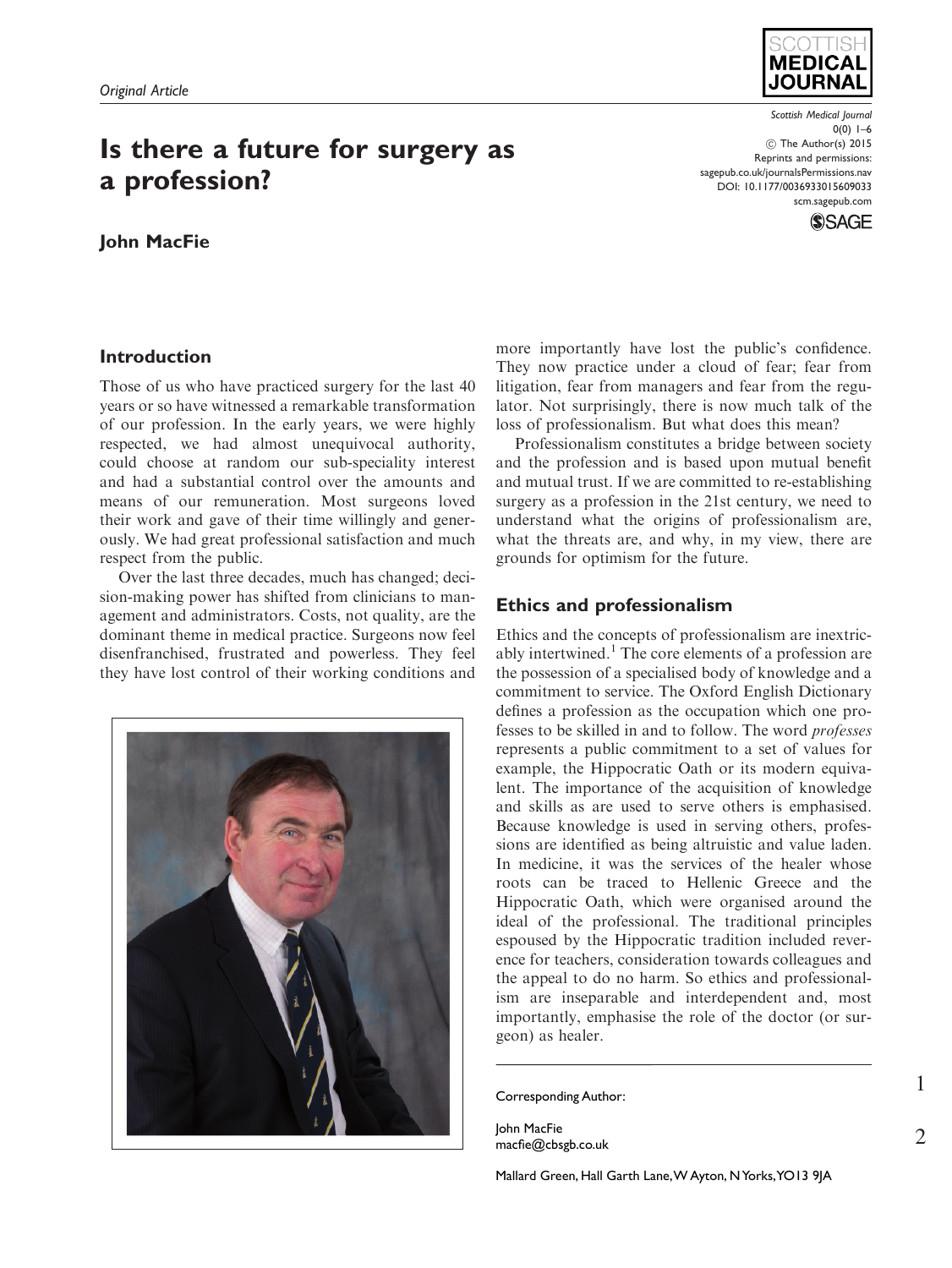*Original Article*

# Is there a future for surgery as a profession?

**John MacFie**

## Introduction

Those of us who have practiced surgery for the last 40 years or so have witnessed a remarkable transformation of our profession. In the early years, we were highly respected, we had almost unequivocal authority, could choose at random our sub-speciality interest and had a substantial control over the amounts and means of our remuneration. Most surgeons loved their work and gave of their time willingly and generously. We had great professional satisfaction and much respect from the public.

Over the last three decades, much has changed; decision-making power has shifted from clinicians to management and administrators. Costs, not quality, are the dominant theme in medical practice. Surgeons now feel disenfranchised, frustrated and powerless. They feel they have lost control of their working conditions and more importantly have lost the public's confidence. They now practice under a cloud of fear; fear from litigation, fear from managers and fear from the regulator. Not surprisingly, there is now much talk of the loss of professionalism. But what does this mean?

Professionalism constitutes a bridge between society and the profession and is based upon mutual benefit and mutual trust. If we are committed to re-establishing surgery as a profession in the 21st century, we need to understand what the origins of professionalism are, what the threats are, and why, in my view, there are grounds for optimism for the future.

## Ethics and professionalism

Ethics and the concepts of professionalism are inextricably intertwined.[1] The core elements of a profession are the possession of a specialised body of knowledge and a commitment to service. The Oxford English Dictionary defines a profession as the occupation which one professes to be skilled in and to follow. The word *professes* represents a public commitment to a set of values for example, the Hippocratic Oath or its modern equivalent. The importance of the acquisition of knowledge and skills as are used to serve others is emphasised. Because knowledge is used in serving others, professions are identified as being altruistic and value laden. In medicine, it was the services of the healer whose roots can be traced to Hellenic Greece and the Hippocratic Oath, which were organised around the ideal of the professional. The traditional principles espoused by the Hippocratic tradition included reverence for teachers, consideration towards colleagues and the appeal to do no harm. So ethics and professionalism are inseparable and interdependent and, most importantly, emphasise the role of the doctor (or surgeon) as healer.

Corresponding Author:

John MacFie
macfie@cbsgb.co.uk

Mallard Green, Hall Garth Lane, W Ayton, N Yorks, YO13 9JA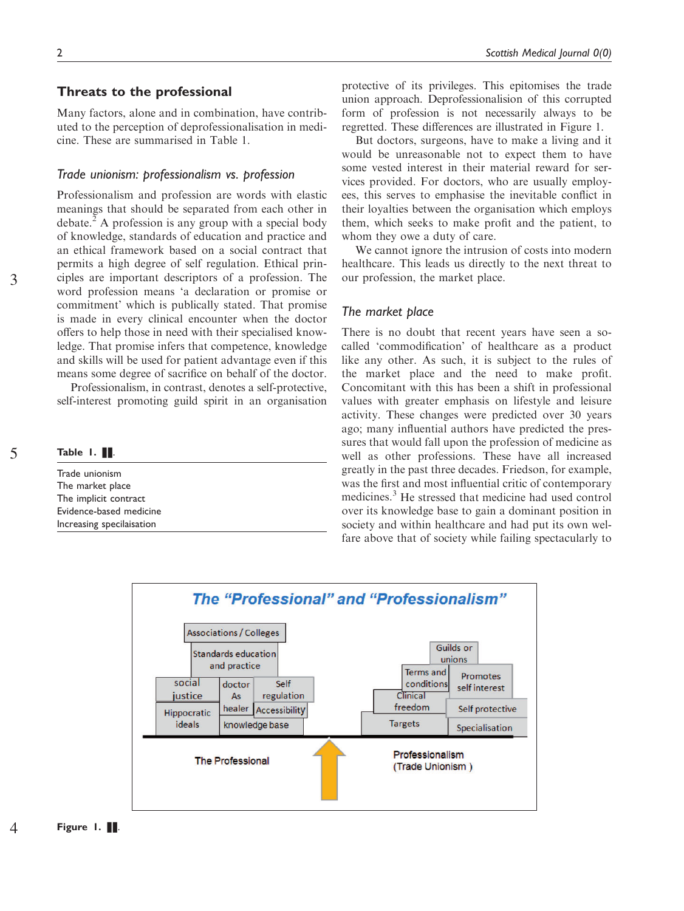## Threats to the professional

Many factors, alone and in combination, have contributed to the perception of deprofessionalisation in medicine. These are summarised in Table 1.

### *Trade unionism: professionalism vs. profession*

Professionalism and profession are words with elastic meanings that should be separated from each other in debate.[2] A profession is any group with a special body of knowledge, standards of education and practice and an ethical framework based on a social contract that permits a high degree of self regulation. Ethical principles are important descriptors of a profession. The word profession means 'a declaration or promise or commitment' which is publically stated. That promise is made in every clinical encounter when the doctor offers to help those in need with their specialised knowledge. That promise infers that competence, knowledge and skills will be used for patient advantage even if this means some degree of sacrifice on behalf of the doctor.

Professionalism, in contrast, denotes a self-protective, self-interest promoting guild spirit in an organisation protective of its privileges. This epitomises the trade union approach. Deprofessionalision of this corrupted form of profession is not necessarily always to be regretted. These differences are illustrated in Figure 1.

But doctors, surgeons, have to make a living and it would be unreasonable not to expect them to have some vested interest in their material reward for services provided. For doctors, who are usually employees, this serves to emphasise the inevitable conflict in their loyalties between the organisation which employs them, which seeks to make profit and the patient, to whom they owe a duty of care.

We cannot ignore the intrusion of costs into modern healthcare. This leads us directly to the next threat to our profession, the market place.

**Table 1.** ▮▮.

| |
|---|
| Trade unionism |
| The market place |
| The implicit contract |
| Evidence-based medicine |
| Increasing specilaisation |

### *The market place*

There is no doubt that recent years have seen a so-called 'commodification' of healthcare as a product like any other. As such, it is subject to the rules of the market place and the need to make profit. Concomitant with this has been a shift in professional values with greater emphasis on lifestyle and leisure activity. These changes were predicted over 30 years ago; many influential authors have predicted the pressures that would fall upon the profession of medicine as well as other professions. These have all increased greatly in the past three decades. Friedson, for example, was the first and most influential critic of contemporary medicines.[3] He stressed that medicine had used control over its knowledge base to gain a dominant position in society and within healthcare and had put its own welfare above that of society while failing spectacularly to

**Figure 1.** ▮▮.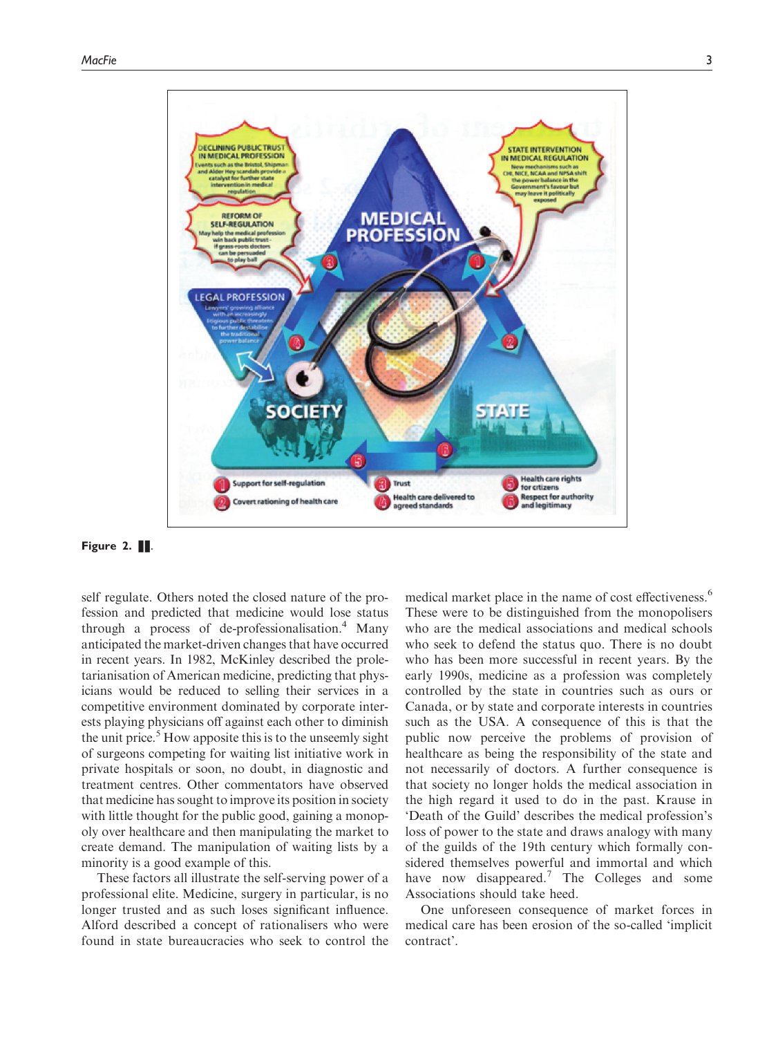Figure 2. ▌▌.

self regulate. Others noted the closed nature of the profession and predicted that medicine would lose status through a process of de-professionalisation.[4] Many anticipated the market-driven changes that have occurred in recent years. In 1982, McKinley described the proletarianisation of American medicine, predicting that physicians would be reduced to selling their services in a competitive environment dominated by corporate interests playing physicians off against each other to diminish the unit price.[5] How apposite this is to the unseemly sight of surgeons competing for waiting list initiative work in private hospitals or soon, no doubt, in diagnostic and treatment centres. Other commentators have observed that medicine has sought to improve its position in society with little thought for the public good, gaining a monopoly over healthcare and then manipulating the market to create demand. The manipulation of waiting lists by a minority is a good example of this.

These factors all illustrate the self-serving power of a professional elite. Medicine, surgery in particular, is no longer trusted and as such loses significant influence. Alford described a concept of rationalisers who were found in state bureaucracies who seek to control the medical market place in the name of cost effectiveness.[6] These were to be distinguished from the monopolisers who are the medical associations and medical schools who seek to defend the status quo. There is no doubt who has been more successful in recent years. By the early 1990s, medicine as a profession was completely controlled by the state in countries such as ours or Canada, or by state and corporate interests in countries such as the USA. A consequence of this is that the public now perceive the problems of provision of healthcare as being the responsibility of the state and not necessarily of doctors. A further consequence is that society no longer holds the medical association in the high regard it used to do in the past. Krause in 'Death of the Guild' describes the medical profession's loss of power to the state and draws analogy with many of the guilds of the 19th century which formally considered themselves powerful and immortal and which have now disappeared.[7] The Colleges and some Associations should take heed.

One unforeseen consequence of market forces in medical care has been erosion of the so-called 'implicit contract'.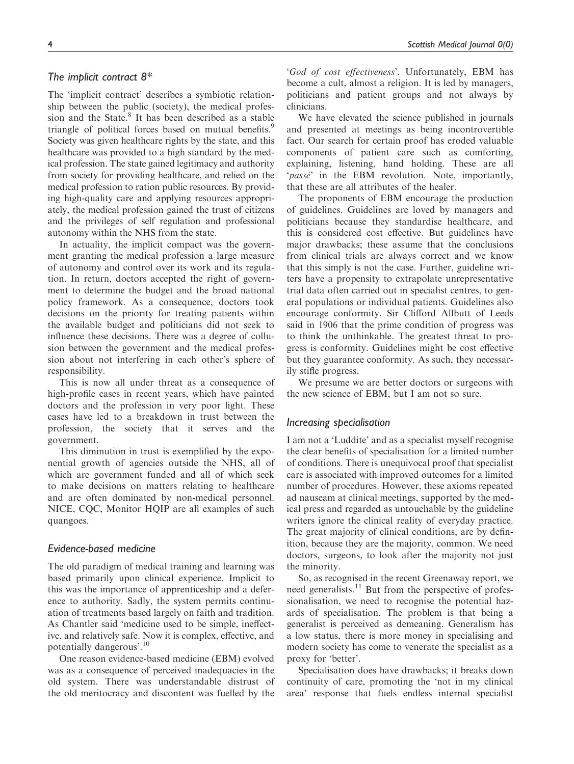### *The implicit contract 8**

The 'implicit contract' describes a symbiotic relationship between the public (society), the medical profession and the State.[8] It has been described as a stable triangle of political forces based on mutual benefits.[9] Society was given healthcare rights by the state, and this healthcare was provided to a high standard by the medical profession. The state gained legitimacy and authority from society for providing healthcare, and relied on the medical profession to ration public resources. By providing high-quality care and applying resources appropriately, the medical profession gained the trust of citizens and the privileges of self regulation and professional autonomy within the NHS from the state.

In actuality, the implicit compact was the government granting the medical profession a large measure of autonomy and control over its work and its regulation. In return, doctors accepted the right of government to determine the budget and the broad national policy framework. As a consequence, doctors took decisions on the priority for treating patients within the available budget and politicians did not seek to influence these decisions. There was a degree of collusion between the government and the medical profession about not interfering in each other's sphere of responsibility.

This is now all under threat as a consequence of high-profile cases in recent years, which have painted doctors and the profession in very poor light. These cases have led to a breakdown in trust between the profession, the society that it serves and the government.

This diminution in trust is exemplified by the exponential growth of agencies outside the NHS, all of which are government funded and all of which seek to make decisions on matters relating to healthcare and are often dominated by non-medical personnel. NICE, CQC, Monitor HQIP are all examples of such quangoes.

### *Evidence-based medicine*

The old paradigm of medical training and learning was based primarily upon clinical experience. Implicit to this was the importance of apprenticeship and a deference to authority. Sadly, the system permits continuation of treatments based largely on faith and tradition. As Chantler said 'medicine used to be simple, ineffective, and relatively safe. Now it is complex, effective, and potentially dangerous'.[10]

One reason evidence-based medicine (EBM) evolved was as a consequence of perceived inadequacies in the old system. There was understandable distrust of the old meritocracy and discontent was fuelled by the '*God of cost effectiveness*'. Unfortunately, EBM has become a cult, almost a religion. It is led by managers, politicians and patient groups and not always by clinicians.

We have elevated the science published in journals and presented at meetings as being incontrovertible fact. Our search for certain proof has eroded valuable components of patient care such as comforting, explaining, listening, hand holding. These are all '*passé*' in the EBM revolution. Note, importantly, that these are all attributes of the healer.

The proponents of EBM encourage the production of guidelines. Guidelines are loved by managers and politicians because they standardise healthcare, and this is considered cost effective. But guidelines have major drawbacks; these assume that the conclusions from clinical trials are always correct and we know that this simply is not the case. Further, guideline writers have a propensity to extrapolate unrepresentative trial data often carried out in specialist centres, to general populations or individual patients. Guidelines also encourage conformity. Sir Clifford Allbutt of Leeds said in 1906 that the prime condition of progress was to think the unthinkable. The greatest threat to progress is conformity. Guidelines might be cost effective but they guarantee conformity. As such, they necessarily stifle progress.

We presume we are better doctors or surgeons with the new science of EBM, but I am not so sure.

### *Increasing specialisation*

I am not a 'Luddite' and as a specialist myself recognise the clear benefits of specialisation for a limited number of conditions. There is unequivocal proof that specialist care is associated with improved outcomes for a limited number of procedures. However, these axioms repeated ad nauseam at clinical meetings, supported by the medical press and regarded as untouchable by the guideline writers ignore the clinical reality of everyday practice. The great majority of clinical conditions, are by definition, because they are the majority, common. We need doctors, surgeons, to look after the majority not just the minority.

So, as recognised in the recent Greenaway report, we need generalists.[11] But from the perspective of professionalisation, we need to recognise the potential hazards of specialisation. The problem is that being a generalist is perceived as demeaning. Generalism has a low status, there is more money in specialising and modern society has come to venerate the specialist as a proxy for 'better'.

Specialisation does have drawbacks; it breaks down continuity of care, promoting the 'not in my clinical area' response that fuels endless internal specialist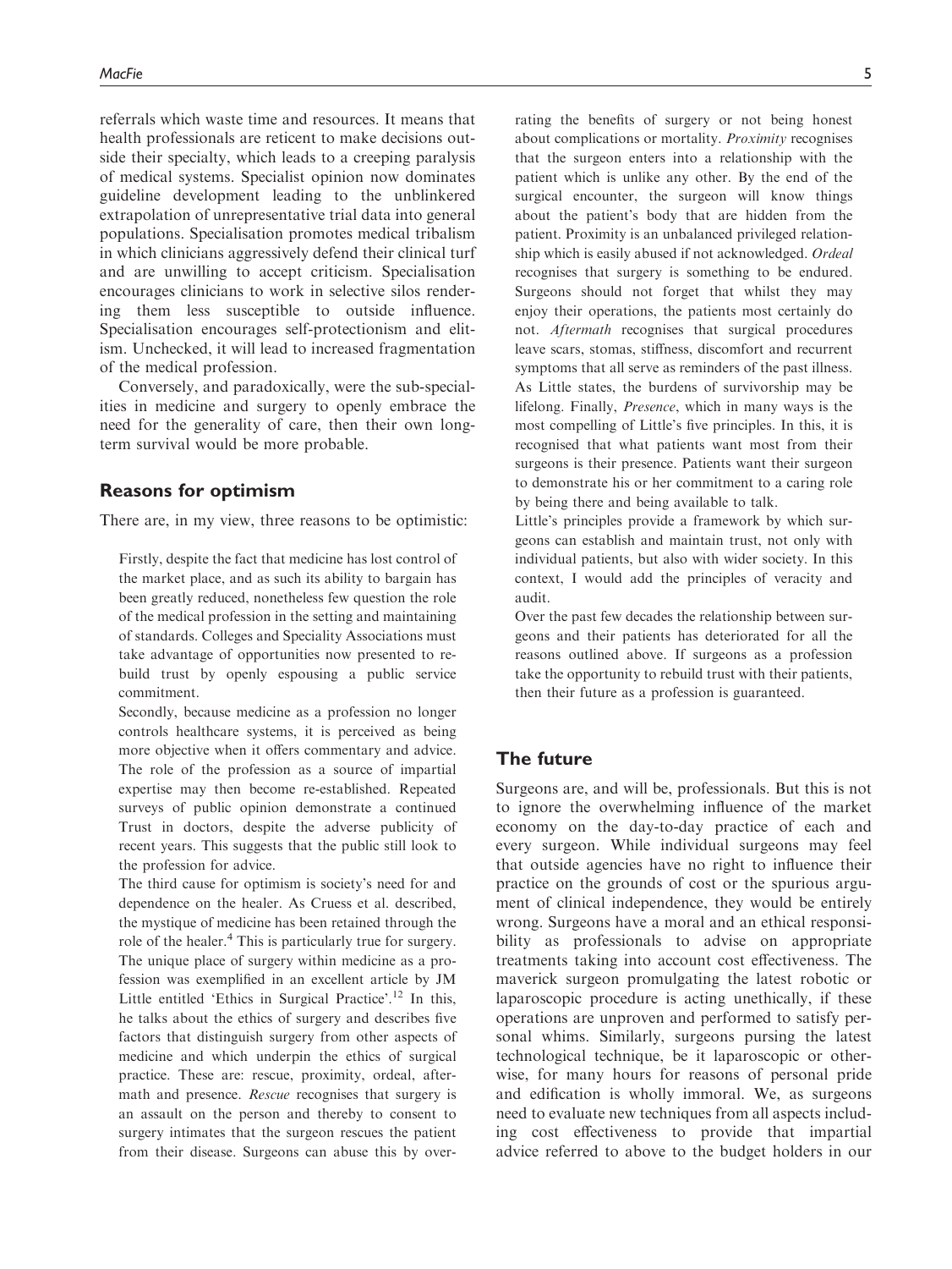referrals which waste time and resources. It means that health professionals are reticent to make decisions outside their specialty, which leads to a creeping paralysis of medical systems. Specialist opinion now dominates guideline development leading to the unblinkered extrapolation of unrepresentative trial data into general populations. Specialisation promotes medical tribalism in which clinicians aggressively defend their clinical turf and are unwilling to accept criticism. Specialisation encourages clinicians to work in selective silos rendering them less susceptible to outside influence. Specialisation encourages self-protectionism and elitism. Unchecked, it will lead to increased fragmentation of the medical profession.

Conversely, and paradoxically, were the sub-specialities in medicine and surgery to openly embrace the need for the generality of care, then their own long-term survival would be more probable.

## Reasons for optimism

There are, in my view, three reasons to be optimistic:

> Firstly, despite the fact that medicine has lost control of the market place, and as such its ability to bargain has been greatly reduced, nonetheless few question the role of the medical profession in the setting and maintaining of standards. Colleges and Speciality Associations must take advantage of opportunities now presented to re-build trust by openly espousing a public service commitment.
>
> Secondly, because medicine as a profession no longer controls healthcare systems, it is perceived as being more objective when it offers commentary and advice. The role of the profession as a source of impartial expertise may then become re-established. Repeated surveys of public opinion demonstrate a continued Trust in doctors, despite the adverse publicity of recent years. This suggests that the public still look to the profession for advice.
>
> The third cause for optimism is society's need for and dependence on the healer. As Cruess et al. described, the mystique of medicine has been retained through the role of the healer.[4] This is particularly true for surgery. The unique place of surgery within medicine as a profession was exemplified in an excellent article by JM Little entitled 'Ethics in Surgical Practice'.[12] In this, he talks about the ethics of surgery and describes five factors that distinguish surgery from other aspects of medicine and which underpin the ethics of surgical practice. These are: rescue, proximity, ordeal, aftermath and presence. *Rescue* recognises that surgery is an assault on the person and thereby to consent to surgery intimates that the surgeon rescues the patient from their disease. Surgeons can abuse this by overrating the benefits of surgery or not being honest about complications or mortality. *Proximity* recognises that the surgeon enters into a relationship with the patient which is unlike any other. By the end of the surgical encounter, the surgeon will know things about the patient's body that are hidden from the patient. Proximity is an unbalanced privileged relationship which is easily abused if not acknowledged. *Ordeal* recognises that surgery is something to be endured. Surgeons should not forget that whilst they may enjoy their operations, the patients most certainly do not. *Aftermath* recognises that surgical procedures leave scars, stomas, stiffness, discomfort and recurrent symptoms that all serve as reminders of the past illness. As Little states, the burdens of survivorship may be lifelong. Finally, *Presence*, which in many ways is the most compelling of Little's five principles. In this, it is recognised that what patients want most from their surgeons is their presence. Patients want their surgeon to demonstrate his or her commitment to a caring role by being there and being available to talk.
>
> Little's principles provide a framework by which surgeons can establish and maintain trust, not only with individual patients, but also with wider society. In this context, I would add the principles of veracity and audit.
>
> Over the past few decades the relationship between surgeons and their patients has deteriorated for all the reasons outlined above. If surgeons as a profession take the opportunity to rebuild trust with their patients, then their future as a profession is guaranteed.

## The future

Surgeons are, and will be, professionals. But this is not to ignore the overwhelming influence of the market economy on the day-to-day practice of each and every surgeon. While individual surgeons may feel that outside agencies have no right to influence their practice on the grounds of cost or the spurious argument of clinical independence, they would be entirely wrong. Surgeons have a moral and an ethical responsibility as professionals to advise on appropriate treatments taking into account cost effectiveness. The maverick surgeon promulgating the latest robotic or laparoscopic procedure is acting unethically, if these operations are unproven and performed to satisfy personal whims. Similarly, surgeons pursing the latest technological technique, be it laparoscopic or otherwise, for many hours for reasons of personal pride and edification is wholly immoral. We, as surgeons need to evaluate new techniques from all aspects including cost effectiveness to provide that impartial advice referred to above to the budget holders in our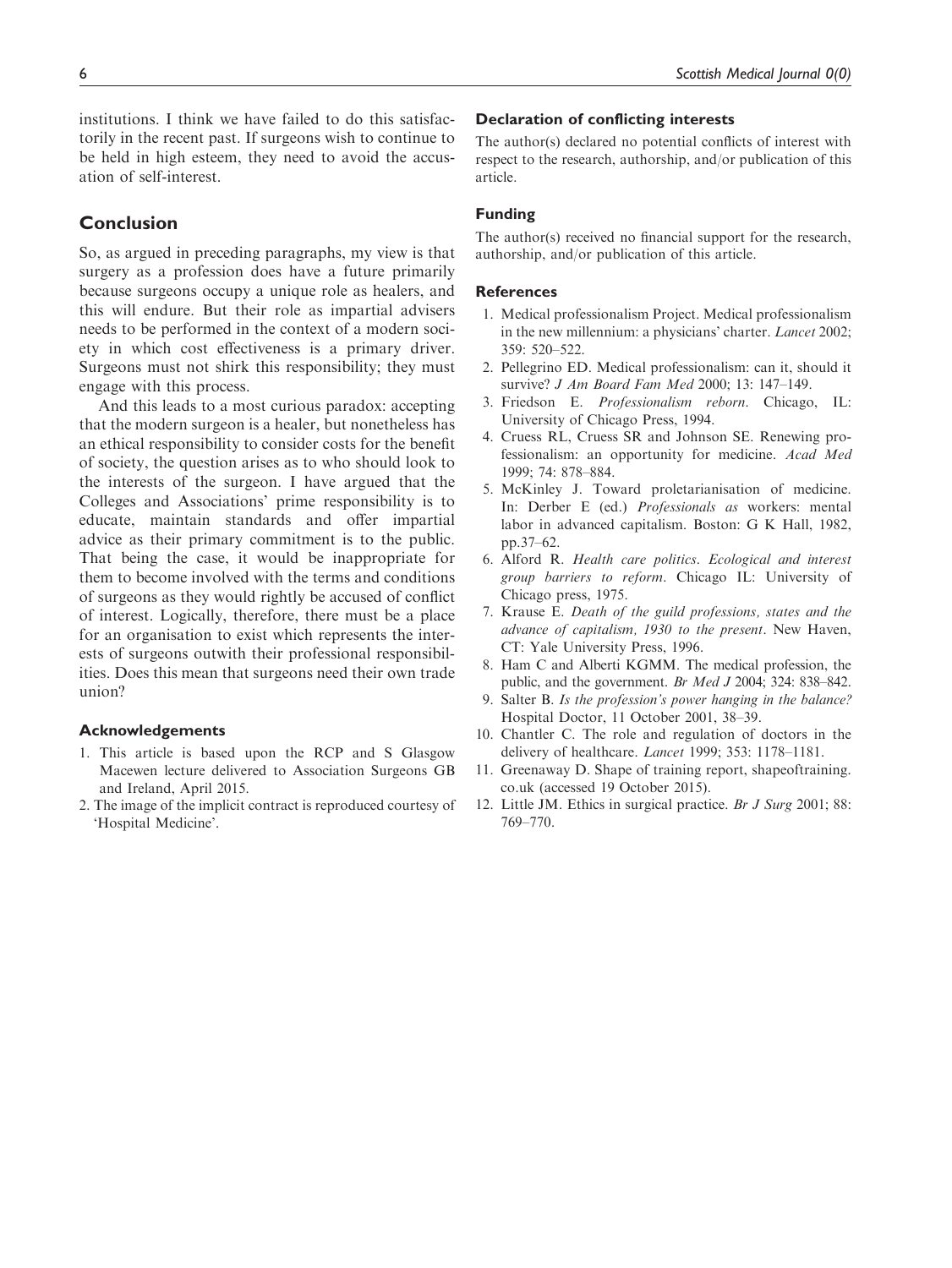institutions. I think we have failed to do this satisfactorily in the recent past. If surgeons wish to continue to be held in high esteem, they need to avoid the accusation of self-interest.

## Conclusion

So, as argued in preceding paragraphs, my view is that surgery as a profession does have a future primarily because surgeons occupy a unique role as healers, and this will endure. But their role as impartial advisers needs to be performed in the context of a modern society in which cost effectiveness is a primary driver. Surgeons must not shirk this responsibility; they must engage with this process.

And this leads to a most curious paradox: accepting that the modern surgeon is a healer, but nonetheless has an ethical responsibility to consider costs for the benefit of society, the question arises as to who should look to the interests of the surgeon. I have argued that the Colleges and Associations' prime responsibility is to educate, maintain standards and offer impartial advice as their primary commitment is to the public. That being the case, it would be inappropriate for them to become involved with the terms and conditions of surgeons as they would rightly be accused of conflict of interest. Logically, therefore, there must be a place for an organisation to exist which represents the interests of surgeons outwith their professional responsibilities. Does this mean that surgeons need their own trade union?

### Acknowledgements

1. This article is based upon the RCP and S Glasgow Macewen lecture delivered to Association Surgeons GB and Ireland, April 2015.
2. The image of the implicit contract is reproduced courtesy of 'Hospital Medicine'.

### Declaration of conflicting interests

The author(s) declared no potential conflicts of interest with respect to the research, authorship, and/or publication of this article.

### Funding

The author(s) received no financial support for the research, authorship, and/or publication of this article.

### References

1. Medical professionalism Project. Medical professionalism in the new millennium: a physicians' charter. *Lancet* 2002; 359: 520–522.
2. Pellegrino ED. Medical professionalism: can it, should it survive? *J Am Board Fam Med* 2000; 13: 147–149.
3. Friedson E. *Professionalism reborn*. Chicago, IL: University of Chicago Press, 1994.
4. Cruess RL, Cruess SR and Johnson SE. Renewing professionalism: an opportunity for medicine. *Acad Med* 1999; 74: 878–884.
5. McKinley J. Toward proletarianisation of medicine. In: Derber E (ed.) *Professionals as* workers: mental labor in advanced capitalism. Boston: G K Hall, 1982, pp.37–62.
6. Alford R. *Health care politics. Ecological and interest group barriers to reform*. Chicago IL: University of Chicago press, 1975.
7. Krause E. *Death of the guild professions, states and the advance of capitalism, 1930 to the present*. New Haven, CT: Yale University Press, 1996.
8. Ham C and Alberti KGMM. The medical profession, the public, and the government. *Br Med J* 2004; 324: 838–842.
9. Salter B. *Is the profession's power hanging in the balance?* Hospital Doctor, 11 October 2001, 38–39.
10. Chantler C. The role and regulation of doctors in the delivery of healthcare. *Lancet* 1999; 353: 1178–1181.
11. Greenaway D. Shape of training report, shapeoftraining.co.uk (accessed 19 October 2015).
12. Little JM. Ethics in surgical practice. *Br J Surg* 2001; 88: 769–770.